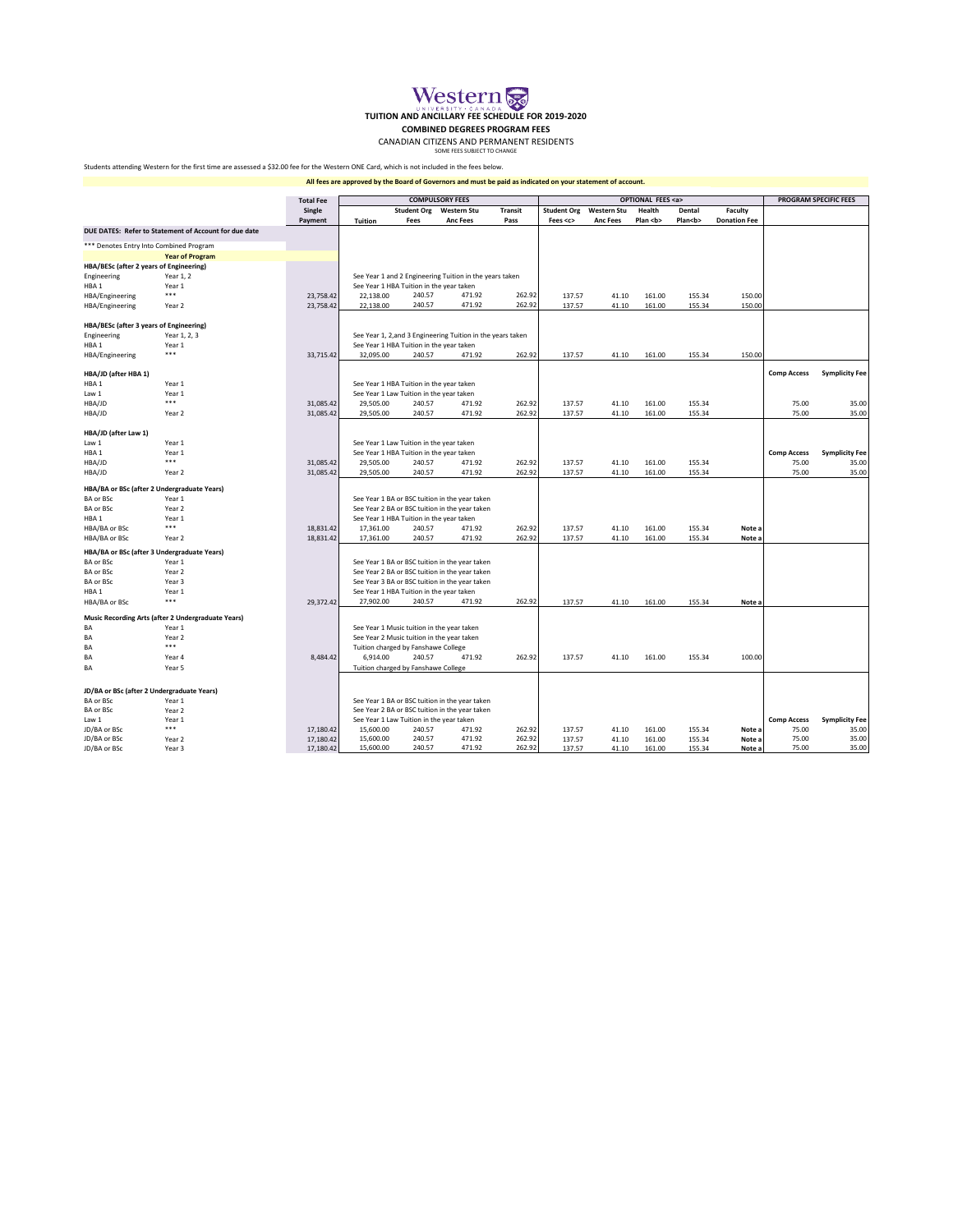# Western University Canada

## TUITION AND ANCILLARY FEE SCHEDULE FOR 2019-2020

### COMBINED DEGREES PROGRAM FEES

CANADIAN CITIZENS AND PERMANENT RESIDENTS

SOME FEES SUBJECT TO CHANGE

Students attending Western for the first time are assessed a $32.00 fee for the Western ONE Card, which is not included in the fees below.

**All fees are approved by the Board of Governors and must be paid as indicated on your statement of account.**

| | | Total Fee | COMPULSORY FEES | | | | OPTIONAL FEES <a> | | | | | PROGRAM SPECIFIC FEES | |
|---|---|---|---|---|---|---|---|---|---|---|---|---|---|
| | | Single Payment | Tuition | Student Org Fees | Western Stu Anc Fees | Transit Pass | Student Org Fees <c> | Western Stu Anc Fees | Health Plan <b> | Dental Plan<b> | Faculty Donation Fee | | |
| **DUE DATES: Refer to Statement of Account for due date** | | | | | | | | | | | | | |
| *** Denotes Entry Into Combined Program | | | | | | | | | | | | | |
| | **Year of Program** | | | | | | | | | | | | |
| **HBA/BESc (after 2 years of Engineering)** | | | | | | | | | | | | | |
| Engineering | Year 1, 2 | | See Year 1 and 2 Engineering Tuition in the years taken | | | | | | | | | | |
| HBA 1 | Year 1 | | See Year 1 HBA Tuition in the year taken | | | | | | | | | | |
| HBA/Engineering | *** | 23,758.42 | 22,138.00 | 240.57 | 471.92 | 262.92 | 137.57 | 41.10 | 161.00 | 155.34 | 150.00 | | |
| HBA/Engineering | Year 2 | 23,758.42 | 22,138.00 | 240.57 | 471.92 | 262.92 | 137.57 | 41.10 | 161.00 | 155.34 | 150.00 | | |
| **HBA/BESc (after 3 years of Engineering)** | | | | | | | | | | | | | |
| Engineering | Year 1, 2, 3 | | See Year 1, 2,and 3 Engineering Tuition in the years taken | | | | | | | | | | |
| HBA 1 | Year 1 | | See Year 1 HBA Tuition in the year taken | | | | | | | | | | |
| HBA/Engineering | *** | 33,715.42 | 32,095.00 | 240.57 | 471.92 | 262.92 | 137.57 | 41.10 | 161.00 | 155.34 | 150.00 | | |
| **HBA/JD (after HBA 1)** | | | | | | | | | | | | Comp Access | Symplicity Fee |
| HBA 1 | Year 1 | | See Year 1 HBA Tuition in the year taken | | | | | | | | | | |
| Law 1 | Year 1 | | See Year 1 Law Tuition in the year taken | | | | | | | | | | |
| HBA/JD | *** | 31,085.42 | 29,505.00 | 240.57 | 471.92 | 262.92 | 137.57 | 41.10 | 161.00 | 155.34 | | 75.00 | 35.00 |
| HBA/JD | Year 2 | 31,085.42 | 29,505.00 | 240.57 | 471.92 | 262.92 | 137.57 | 41.10 | 161.00 | 155.34 | | 75.00 | 35.00 |
| **HBA/JD (after Law 1)** | | | | | | | | | | | | | |
| Law 1 | Year 1 | | See Year 1 Law Tuition in the year taken | | | | | | | | | | |
| HBA 1 | Year 1 | | See Year 1 HBA Tuition in the year taken | | | | | | | | | Comp Access | Symplicity Fee |
| HBA/JD | *** | 31,085.42 | 29,505.00 | 240.57 | 471.92 | 262.92 | 137.57 | 41.10 | 161.00 | 155.34 | | 75.00 | 35.00 |
| HBA/JD | Year 2 | 31,085.42 | 29,505.00 | 240.57 | 471.92 | 262.92 | 137.57 | 41.10 | 161.00 | 155.34 | | 75.00 | 35.00 |
| **HBA/BA or BSc (after 2 Undergraduate Years)** | | | | | | | | | | | | | |
| BA or BSc | Year 1 | | See Year 1 BA or BSC tuition in the year taken | | | | | | | | | | |
| BA or BSc | Year 2 | | See Year 2 BA or BSC tuition in the year taken | | | | | | | | | | |
| HBA 1 | Year 1 | | See Year 1 HBA Tuition in the year taken | | | | | | | | | | |
| HBA/BA or BSc | *** | 18,831.42 | 17,361.00 | 240.57 | 471.92 | 262.92 | 137.57 | 41.10 | 161.00 | 155.34 | Note a | | |
| HBA/BA or BSc | Year 2 | 18,831.42 | 17,361.00 | 240.57 | 471.92 | 262.92 | 137.57 | 41.10 | 161.00 | 155.34 | Note a | | |
| **HBA/BA or BSc (after 3 Undergraduate Years)** | | | | | | | | | | | | | |
| BA or BSc | Year 1 | | See Year 1 BA or BSC tuition in the year taken | | | | | | | | | | |
| BA or BSc | Year 2 | | See Year 2 BA or BSC tuition in the year taken | | | | | | | | | | |
| BA or BSc | Year 3 | | See Year 3 BA or BSC tuition in the year taken | | | | | | | | | | |
| HBA 1 | Year 1 | | See Year 1 HBA Tuition in the year taken | | | | | | | | | | |
| HBA/BA or BSc | *** | 29,372.42 | 27,902.00 | 240.57 | 471.92 | 262.92 | 137.57 | 41.10 | 161.00 | 155.34 | Note a | | |
| **Music Recording Arts (after 2 Undergraduate Years)** | | | | | | | | | | | | | |
| BA | Year 1 | | See Year 1 Music tuition in the year taken | | | | | | | | | | |
| BA | Year 2 | | See Year 2 Music tuition in the year taken | | | | | | | | | | |
| BA | *** | | Tuition charged by Fanshawe College | | | | | | | | | | |
| BA | Year 4 | 8,484.42 | 6,914.00 | 240.57 | 471.92 | 262.92 | 137.57 | 41.10 | 161.00 | 155.34 | 100.00 | | |
| BA | Year 5 | | Tuition charged by Fanshawe College | | | | | | | | | | |
| **JD/BA or BSc (after 2 Undergraduate Years)** | | | | | | | | | | | | | |
| BA or BSc | Year 1 | | See Year 1 BA or BSC tuition in the year taken | | | | | | | | | | |
| BA or BSc | Year 2 | | See Year 2 BA or BSC tuition in the year taken | | | | | | | | | | |
| Law 1 | Year 1 | | See Year 1 Law Tuition in the year taken | | | | | | | | | Comp Access | Symplicity Fee |
| JD/BA or BSc | *** | 17,180.42 | 15,600.00 | 240.57 | 471.92 | 262.92 | 137.57 | 41.10 | 161.00 | 155.34 | Note a | 75.00 | 35.00 |
| JD/BA or BSc | Year 2 | 17,180.42 | 15,600.00 | 240.57 | 471.92 | 262.92 | 137.57 | 41.10 | 161.00 | 155.34 | Note a | 75.00 | 35.00 |
| JD/BA or BSc | Year 3 | 17,180.42 | 15,600.00 | 240.57 | 471.92 | 262.92 | 137.57 | 41.10 | 161.00 | 155.34 | Note a | 75.00 | 35.00 |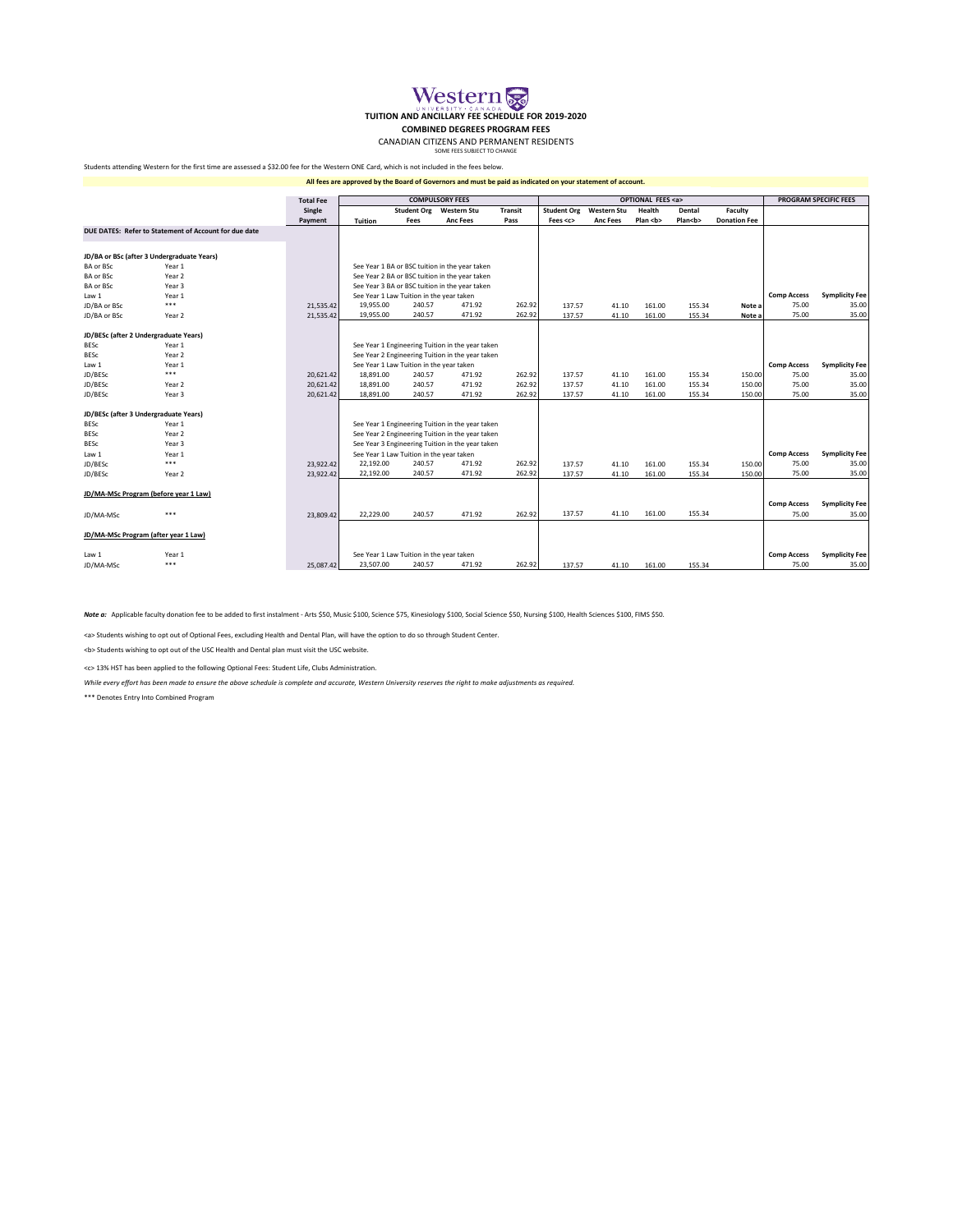**Western** UNIVERSITY · CANADA

**TUITION AND ANCILLARY FEE SCHEDULE FOR 2019-2020**

**COMBINED DEGREES PROGRAM FEES**

CANADIAN CITIZENS AND PERMANENT RESIDENTS

SOME FEES SUBJECT TO CHANGE

Students attending Western for the first time are assessed a $32.00 fee for the Western ONE Card, which is not included in the fees below.

**All fees are approved by the Board of Governors and must be paid as indicated on your statement of account.**

| | | Total Fee | COMPULSORY FEES | | | | OPTIONAL FEES <a> | | | | | PROGRAM SPECIFIC FEES | |
|---|---|---|---|---|---|---|---|---|---|---|---|---|---|
| | | Single Payment | Tuition | Student Org Fees | Western Stu Anc Fees | Transit Pass | Student Org Fees <c> | Western Stu Anc Fees | Health Plan <b> | Dental Plan<b> | Faculty Donation Fee | | |
| **DUE DATES: Refer to Statement of Account for due date** | | | | | | | | | | | | | |
| **JD/BA or BSc (after 3 Undergraduate Years)** | | | | | | | | | | | | | |
| BA or BSc | Year 1 | | See Year 1 BA or BSC tuition in the year taken | | | | | | | | | | |
| BA or BSc | Year 2 | | See Year 2 BA or BSC tuition in the year taken | | | | | | | | | | |
| BA or BSc | Year 3 | | See Year 3 BA or BSC tuition in the year taken | | | | | | | | | | |
| Law 1 | Year 1 | | See Year 1 Law Tuition in the year taken | | | | | | | | | **Comp Access** | **Symplicity Fee** |
| JD/BA or BSc | *** | 21,535.42 | 19,955.00 | 240.57 | 471.92 | 262.92 | 137.57 | 41.10 | 161.00 | 155.34 | Note a | 75.00 | 35.00 |
| JD/BA or BSc | Year 2 | 21,535.42 | 19,955.00 | 240.57 | 471.92 | 262.92 | 137.57 | 41.10 | 161.00 | 155.34 | Note a | 75.00 | 35.00 |
| **JD/BESc (after 2 Undergraduate Years)** | | | | | | | | | | | | | |
| BESc | Year 1 | | See Year 1 Engineering Tuition in the year taken | | | | | | | | | | |
| BESc | Year 2 | | See Year 2 Engineering Tuition in the year taken | | | | | | | | | | |
| Law 1 | Year 1 | | See Year 1 Law Tuition in the year taken | | | | | | | | | **Comp Access** | **Symplicity Fee** |
| JD/BESc | *** | 20,621.42 | 18,891.00 | 240.57 | 471.92 | 262.92 | 137.57 | 41.10 | 161.00 | 155.34 | 150.00 | 75.00 | 35.00 |
| JD/BESc | Year 2 | 20,621.42 | 18,891.00 | 240.57 | 471.92 | 262.92 | 137.57 | 41.10 | 161.00 | 155.34 | 150.00 | 75.00 | 35.00 |
| JD/BESc | Year 3 | 20,621.42 | 18,891.00 | 240.57 | 471.92 | 262.92 | 137.57 | 41.10 | 161.00 | 155.34 | 150.00 | 75.00 | 35.00 |
| **JD/BESc (after 3 Undergraduate Years)** | | | | | | | | | | | | | |
| BESc | Year 1 | | See Year 1 Engineering Tuition in the year taken | | | | | | | | | | |
| BESc | Year 2 | | See Year 2 Engineering Tuition in the year taken | | | | | | | | | | |
| BESc | Year 3 | | See Year 3 Engineering Tuition in the year taken | | | | | | | | | | |
| Law 1 | Year 1 | | See Year 1 Law Tuition in the year taken | | | | | | | | | **Comp Access** | **Symplicity Fee** |
| JD/BESc | *** | 23,922.42 | 22,192.00 | 240.57 | 471.92 | 262.92 | 137.57 | 41.10 | 161.00 | 155.34 | 150.00 | 75.00 | 35.00 |
| JD/BESc | Year 2 | 23,922.42 | 22,192.00 | 240.57 | 471.92 | 262.92 | 137.57 | 41.10 | 161.00 | 155.34 | 150.00 | 75.00 | 35.00 |
| **JD/MA-MSc Program (before year 1 Law)** | | | | | | | | | | | | | |
| | | | | | | | | | | | | **Comp Access** | **Symplicity Fee** |
| JD/MA-MSc | *** | 23,809.42 | 22,229.00 | 240.57 | 471.92 | 262.92 | 137.57 | 41.10 | 161.00 | 155.34 | | 75.00 | 35.00 |
| **JD/MA-MSc Program (after year 1 Law)** | | | | | | | | | | | | | |
| Law 1 | Year 1 | | See Year 1 Law Tuition in the year taken | | | | | | | | | **Comp Access** | **Symplicity Fee** |
| JD/MA-MSc | *** | 25,087.42 | 23,507.00 | 240.57 | 471.92 | 262.92 | 137.57 | 41.10 | 161.00 | 155.34 | | 75.00 | 35.00 |

***Note a:*** Applicable faculty donation fee to be added to first instalment - Arts $50, Music $100, Science $75, Kinesiology $100, Social Science $50, Nursing $100, Health Sciences $100, FIMS $50.

<a> Students wishing to opt out of Optional Fees, excluding Health and Dental Plan, will have the option to do so through Student Center.

<b> Students wishing to opt out of the USC Health and Dental plan must visit the USC website.

<c> 13% HST has been applied to the following Optional Fees: Student Life, Clubs Administration.

*While every effort has been made to ensure the above schedule is complete and accurate, Western University reserves the right to make adjustments as required.*

*** Denotes Entry Into Combined Program